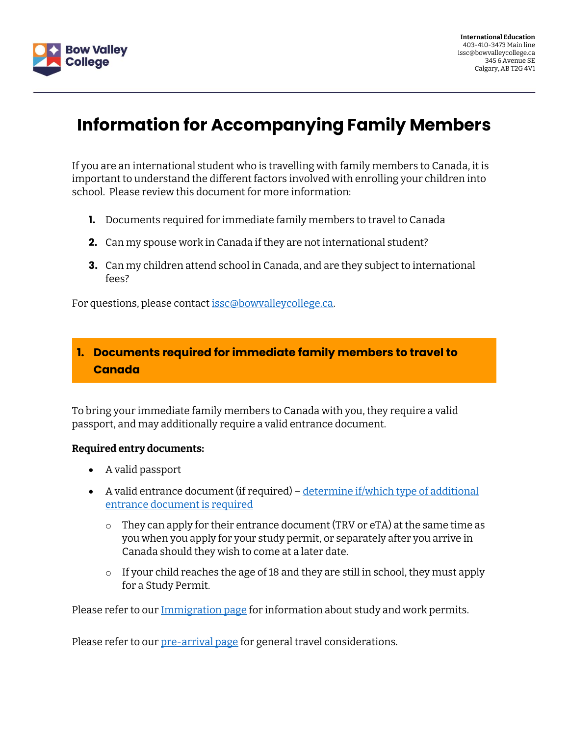International Education
403-410-3473 Main line
issc@bowvalleycollege.ca
345 6 Avenue SE
Calgary, AB T2G 4V1

# Information for Accompanying Family Members

If you are an international student who is travelling with family members to Canada, it is important to understand the different factors involved with enrolling your children into school. Please review this document for more information:

1. Documents required for immediate family members to travel to Canada
2. Can my spouse work in Canada if they are not international student?
3. Can my children attend school in Canada, and are they subject to international fees?

For questions, please contact issc@bowvalleycollege.ca.

## 1. Documents required for immediate family members to travel to Canada

To bring your immediate family members to Canada with you, they require a valid passport, and may additionally require a valid entrance document.

**Required entry documents:**

- A valid passport
- A valid entrance document (if required) – determine if/which type of additional entrance document is required
  - They can apply for their entrance document (TRV or eTA) at the same time as you when you apply for your study permit, or separately after you arrive in Canada should they wish to come at a later date.
  - If your child reaches the age of 18 and they are still in school, they must apply for a Study Permit.

Please refer to our Immigration page for information about study and work permits.

Please refer to our pre-arrival page for general travel considerations.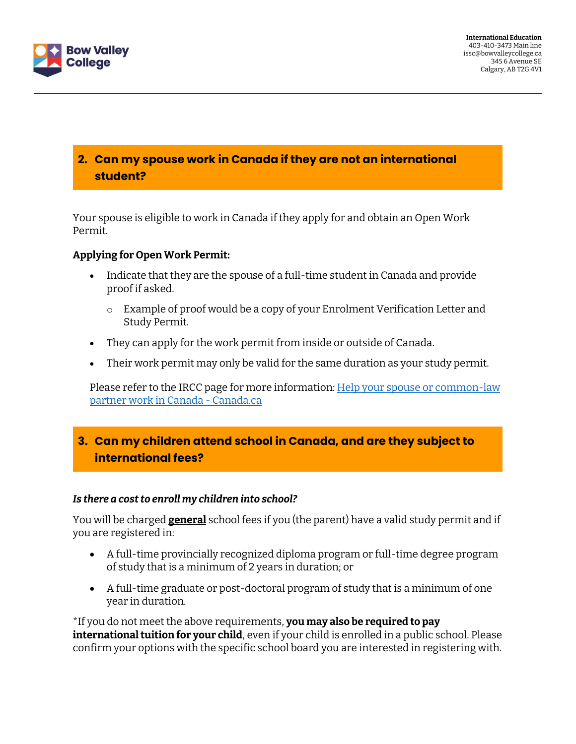## 2. Can my spouse work in Canada if they are not an international student?

Your spouse is eligible to work in Canada if they apply for and obtain an Open Work Permit.

**Applying for Open Work Permit:**

- Indicate that they are the spouse of a full-time student in Canada and provide proof if asked.
  - Example of proof would be a copy of your Enrolment Verification Letter and Study Permit.
- They can apply for the work permit from inside or outside of Canada.
- Their work permit may only be valid for the same duration as your study permit.

Please refer to the IRCC page for more information: [Help your spouse or common-law partner work in Canada - Canada.ca]()

## 3. Can my children attend school in Canada, and are they subject to international fees?

***Is there a cost to enroll my children into school?***

You will be charged **general** school fees if you (the parent) have a valid study permit and if you are registered in:

- A full-time provincially recognized diploma program or full-time degree program of study that is a minimum of 2 years in duration; or
- A full-time graduate or post-doctoral program of study that is a minimum of one year in duration.

*If you do not meet the above requirements, **you may also be required to pay international tuition for your child**, even if your child is enrolled in a public school. Please confirm your options with the specific school board you are interested in registering with.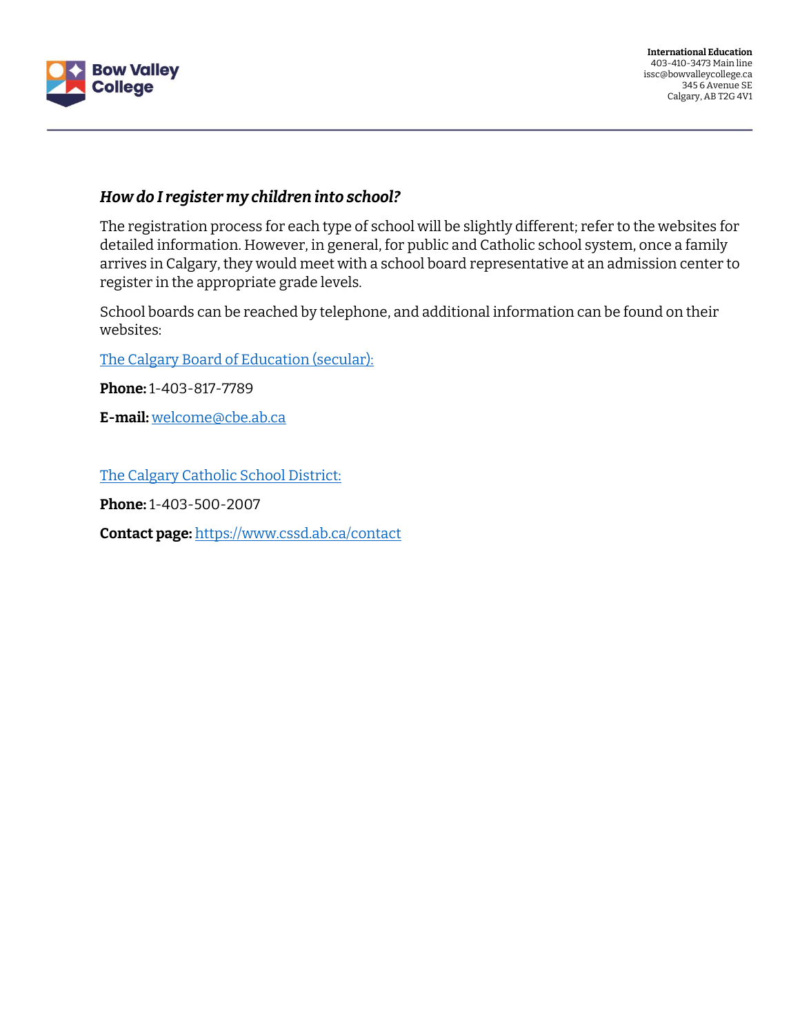### *How do I register my children into school?*

The registration process for each type of school will be slightly different; refer to the websites for detailed information. However, in general, for public and Catholic school system, once a family arrives in Calgary, they would meet with a school board representative at an admission center to register in the appropriate grade levels.

School boards can be reached by telephone, and additional information can be found on their websites:

The Calgary Board of Education (secular):

**Phone:** 1-403-817-7789

**E-mail:** welcome@cbe.ab.ca

The Calgary Catholic School District:

**Phone:** 1-403-500-2007

**Contact page:** https://www.cssd.ab.ca/contact